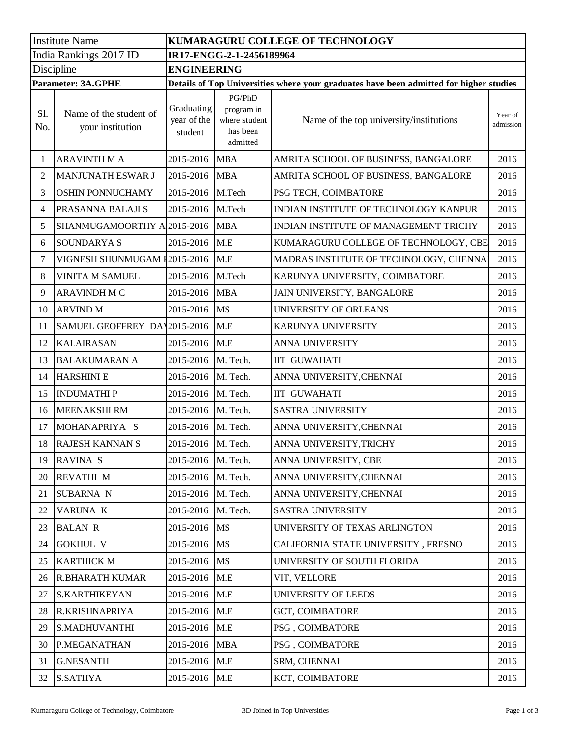| Institute Name | KUMARAGURU COLLEGE OF TECHNOLOGY | | | |
|---|---|---|---|---|
| India Rankings 2017 ID | IR17-ENGG-2-1-2456189964 | | | |
| Discipline | ENGINEERING | | | |
| **Parameter: 3A.GPHE** | **Details of Top Universities where your graduates have been admitted for higher studies** | | | |

| Sl. No. | Name of the student of your institution | Graduating year of the student | PG/PhD program in where student has been admitted | Name of the top university/institutions | Year of admission |
|---|---|---|---|---|---|
| 1 | ARAVINTH M A | 2015-2016 | MBA | AMRITA SCHOOL OF BUSINESS, BANGALORE | 2016 |
| 2 | MANJUNATH ESWAR J | 2015-2016 | MBA | AMRITA SCHOOL OF BUSINESS, BANGALORE | 2016 |
| 3 | OSHIN PONNUCHAMY | 2015-2016 | M.Tech | PSG TECH, COIMBATORE | 2016 |
| 4 | PRASANNA BALAJI S | 2015-2016 | M.Tech | INDIAN INSTITUTE OF TECHNOLOGY KANPUR | 2016 |
| 5 | SHANMUGAMOORTHY A | 2015-2016 | MBA | INDIAN INSTITUTE OF MANAGEMENT TRICHY | 2016 |
| 6 | SOUNDARYA S | 2015-2016 | M.E | KUMARAGURU COLLEGE OF TECHNOLOGY, CBE | 2016 |
| 7 | VIGNESH SHUNMUGAM I | 2015-2016 | M.E | MADRAS INSTITUTE OF TECHNOLOGY, CHENNA | 2016 |
| 8 | VINITA M SAMUEL | 2015-2016 | M.Tech | KARUNYA UNIVERSITY, COIMBATORE | 2016 |
| 9 | ARAVINDH M C | 2015-2016 | MBA | JAIN UNIVERSITY, BANGALORE | 2016 |
| 10 | ARVIND M | 2015-2016 | MS | UNIVERSITY OF ORLEANS | 2016 |
| 11 | SAMUEL GEOFFREY DA | 2015-2016 | M.E | KARUNYA UNIVERSITY | 2016 |
| 12 | KALAIRASAN | 2015-2016 | M.E | ANNA UNIVERSITY | 2016 |
| 13 | BALAKUMARAN A | 2015-2016 | M. Tech. | IIT GUWAHATI | 2016 |
| 14 | HARSHINI E | 2015-2016 | M. Tech. | ANNA UNIVERSITY,CHENNAI | 2016 |
| 15 | INDUMATHI P | 2015-2016 | M. Tech. | IIT GUWAHATI | 2016 |
| 16 | MEENAKSHI RM | 2015-2016 | M. Tech. | SASTRA UNIVERSITY | 2016 |
| 17 | MOHANAPRIYA S | 2015-2016 | M. Tech. | ANNA UNIVERSITY,CHENNAI | 2016 |
| 18 | RAJESH KANNAN S | 2015-2016 | M. Tech. | ANNA UNIVERSITY,TRICHY | 2016 |
| 19 | RAVINA S | 2015-2016 | M. Tech. | ANNA UNIVERSITY, CBE | 2016 |
| 20 | REVATHI M | 2015-2016 | M. Tech. | ANNA UNIVERSITY,CHENNAI | 2016 |
| 21 | SUBARNA N | 2015-2016 | M. Tech. | ANNA UNIVERSITY,CHENNAI | 2016 |
| 22 | VARUNA K | 2015-2016 | M. Tech. | SASTRA UNIVERSITY | 2016 |
| 23 | BALAN R | 2015-2016 | MS | UNIVERSITY OF TEXAS ARLINGTON | 2016 |
| 24 | GOKHUL V | 2015-2016 | MS | CALIFORNIA STATE UNIVERSITY , FRESNO | 2016 |
| 25 | KARTHICK M | 2015-2016 | MS | UNIVERSITY OF SOUTH FLORIDA | 2016 |
| 26 | R.BHARATH KUMAR | 2015-2016 | M.E | VIT, VELLORE | 2016 |
| 27 | S.KARTHIKEYAN | 2015-2016 | M.E | UNIVERSITY OF LEEDS | 2016 |
| 28 | R.KRISHNAPRIYA | 2015-2016 | M.E | GCT, COIMBATORE | 2016 |
| 29 | S.MADHUVANTHI | 2015-2016 | M.E | PSG , COIMBATORE | 2016 |
| 30 | P.MEGANATHAN | 2015-2016 | MBA | PSG , COIMBATORE | 2016 |
| 31 | G.NESANTH | 2015-2016 | M.E | SRM, CHENNAI | 2016 |
| 32 | S.SATHYA | 2015-2016 | M.E | KCT, COIMBATORE | 2016 |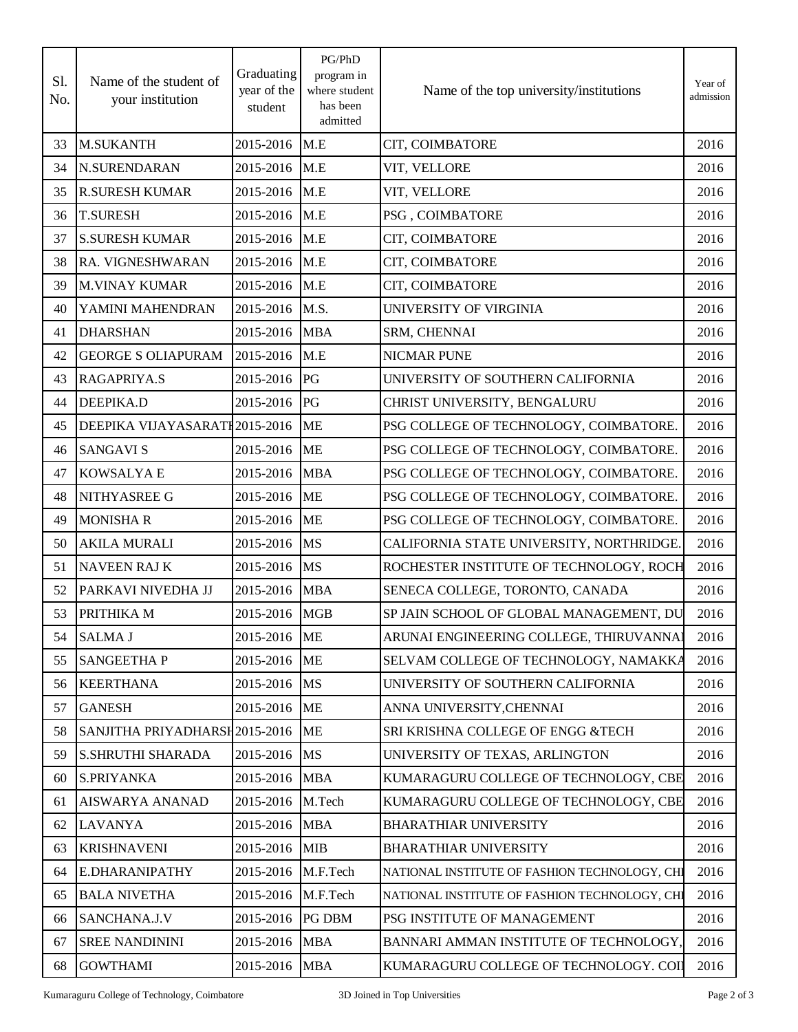| Sl. No. | Name of the student of your institution | Graduating year of the student | PG/PhD program in where student has been admitted | Name of the top university/institutions | Year of admission |
|---|---|---|---|---|---|
| 33 | M.SUKANTH | 2015-2016 | M.E | CIT, COIMBATORE | 2016 |
| 34 | N.SURENDARAN | 2015-2016 | M.E | VIT, VELLORE | 2016 |
| 35 | R.SURESH KUMAR | 2015-2016 | M.E | VIT, VELLORE | 2016 |
| 36 | T.SURESH | 2015-2016 | M.E | PSG , COIMBATORE | 2016 |
| 37 | S.SURESH KUMAR | 2015-2016 | M.E | CIT, COIMBATORE | 2016 |
| 38 | RA. VIGNESHWARAN | 2015-2016 | M.E | CIT, COIMBATORE | 2016 |
| 39 | M.VINAY KUMAR | 2015-2016 | M.E | CIT, COIMBATORE | 2016 |
| 40 | YAMINI MAHENDRAN | 2015-2016 | M.S. | UNIVERSITY OF VIRGINIA | 2016 |
| 41 | DHARSHAN | 2015-2016 | MBA | SRM, CHENNAI | 2016 |
| 42 | GEORGE S OLIAPURAM | 2015-2016 | M.E | NICMAR PUNE | 2016 |
| 43 | RAGAPRIYA.S | 2015-2016 | PG | UNIVERSITY OF SOUTHERN CALIFORNIA | 2016 |
| 44 | DEEPIKA.D | 2015-2016 | PG | CHRIST UNIVERSITY, BENGALURU | 2016 |
| 45 | DEEPIKA VIJAYASARATH | 2015-2016 | ME | PSG COLLEGE OF TECHNOLOGY, COIMBATORE. | 2016 |
| 46 | SANGAVI S | 2015-2016 | ME | PSG COLLEGE OF TECHNOLOGY, COIMBATORE. | 2016 |
| 47 | KOWSALYA E | 2015-2016 | MBA | PSG COLLEGE OF TECHNOLOGY, COIMBATORE. | 2016 |
| 48 | NITHYASREE G | 2015-2016 | ME | PSG COLLEGE OF TECHNOLOGY, COIMBATORE. | 2016 |
| 49 | MONISHA R | 2015-2016 | ME | PSG COLLEGE OF TECHNOLOGY, COIMBATORE. | 2016 |
| 50 | AKILA MURALI | 2015-2016 | MS | CALIFORNIA STATE UNIVERSITY, NORTHRIDGE. | 2016 |
| 51 | NAVEEN RAJ K | 2015-2016 | MS | ROCHESTER INSTITUTE OF TECHNOLOGY, ROCH | 2016 |
| 52 | PARKAVI NIVEDHA JJ | 2015-2016 | MBA | SENECA COLLEGE, TORONTO, CANADA | 2016 |
| 53 | PRITHIKA M | 2015-2016 | MGB | SP JAIN SCHOOL OF GLOBAL MANAGEMENT, DU | 2016 |
| 54 | SALMA J | 2015-2016 | ME | ARUNAI ENGINEERING COLLEGE, THIRUVANNA | 2016 |
| 55 | SANGEETHA P | 2015-2016 | ME | SELVAM COLLEGE OF TECHNOLOGY, NAMAKKA | 2016 |
| 56 | KEERTHANA | 2015-2016 | MS | UNIVERSITY OF SOUTHERN CALIFORNIA | 2016 |
| 57 | GANESH | 2015-2016 | ME | ANNA UNIVERSITY,CHENNAI | 2016 |
| 58 | SANJITHA PRIYADHARSH | 2015-2016 | ME | SRI KRISHNA COLLEGE OF ENGG &TECH | 2016 |
| 59 | S.SHRUTHI SHARADA | 2015-2016 | MS | UNIVERSITY OF TEXAS, ARLINGTON | 2016 |
| 60 | S.PRIYANKA | 2015-2016 | MBA | KUMARAGURU COLLEGE OF TECHNOLOGY, CBE | 2016 |
| 61 | AISWARYA ANANAD | 2015-2016 | M.Tech | KUMARAGURU COLLEGE OF TECHNOLOGY, CBE | 2016 |
| 62 | LAVANYA | 2015-2016 | MBA | BHARATHIAR UNIVERSITY | 2016 |
| 63 | KRISHNAVENI | 2015-2016 | MIB | BHARATHIAR UNIVERSITY | 2016 |
| 64 | E.DHARANIPATHY | 2015-2016 | M.F.Tech | NATIONAL INSTITUTE OF FASHION TECHNOLOGY, CH | 2016 |
| 65 | BALA NIVETHA | 2015-2016 | M.F.Tech | NATIONAL INSTITUTE OF FASHION TECHNOLOGY, CH | 2016 |
| 66 | SANCHANA.J.V | 2015-2016 | PG DBM | PSG INSTITUTE OF MANAGEMENT | 2016 |
| 67 | SREE NANDININI | 2015-2016 | MBA | BANNARI AMMAN INSTITUTE OF TECHNOLOGY, | 2016 |
| 68 | GOWTHAMI | 2015-2016 | MBA | KUMARAGURU COLLEGE OF TECHNOLOGY. COI | 2016 |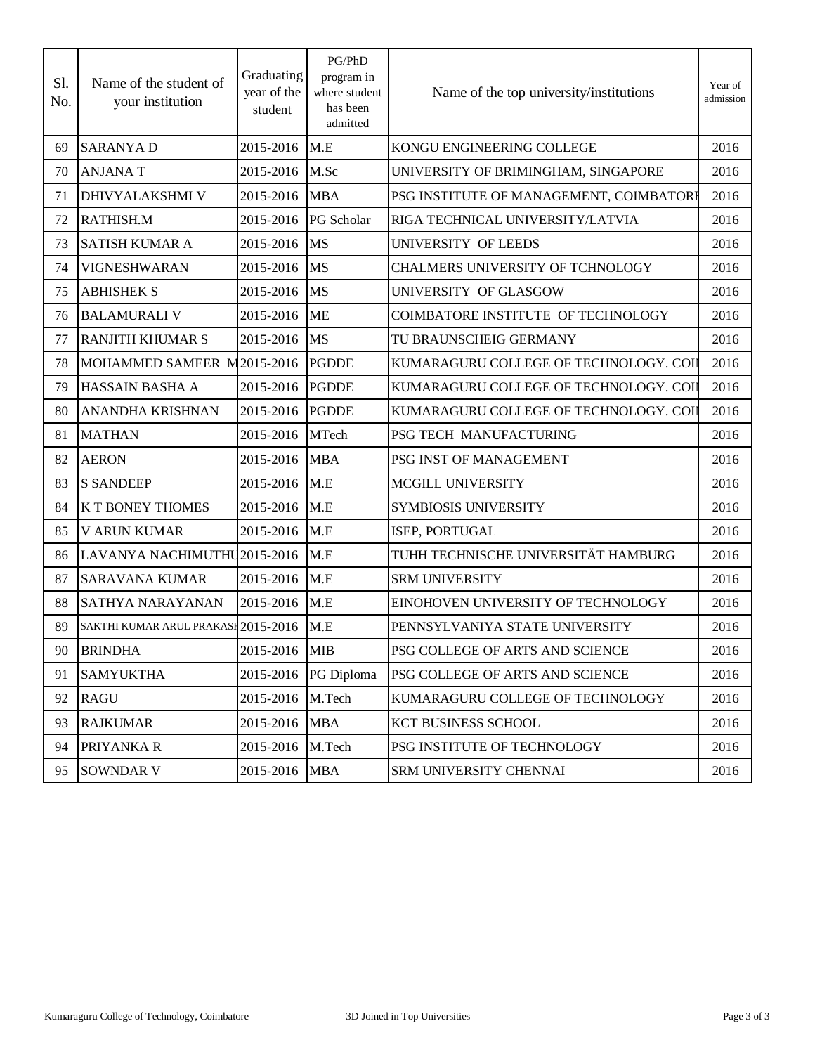| Sl. No. | Name of the student of your institution | Graduating year of the student | PG/PhD program in where student has been admitted | Name of the top university/institutions | Year of admission |
|---|---|---|---|---|---|
| 69 | SARANYA D | 2015-2016 | M.E | KONGU ENGINEERING COLLEGE | 2016 |
| 70 | ANJANA T | 2015-2016 | M.Sc | UNIVERSITY OF BRIMINGHAM, SINGAPORE | 2016 |
| 71 | DHIVYALAKSHMI V | 2015-2016 | MBA | PSG INSTITUTE OF MANAGEMENT, COIMBATORI | 2016 |
| 72 | RATHISH.M | 2015-2016 | PG Scholar | RIGA TECHNICAL UNIVERSITY/LATVIA | 2016 |
| 73 | SATISH KUMAR A | 2015-2016 | MS | UNIVERSITY OF LEEDS | 2016 |
| 74 | VIGNESHWARAN | 2015-2016 | MS | CHALMERS UNIVERSITY OF TCHNOLOGY | 2016 |
| 75 | ABHISHEK S | 2015-2016 | MS | UNIVERSITY OF GLASGOW | 2016 |
| 76 | BALAMURALI V | 2015-2016 | ME | COIMBATORE INSTITUTE OF TECHNOLOGY | 2016 |
| 77 | RANJITH KHUMAR S | 2015-2016 | MS | TU BRAUNSCHEIG GERMANY | 2016 |
| 78 | MOHAMMED SAMEER M | 2015-2016 | PGDDE | KUMARAGURU COLLEGE OF TECHNOLOGY. COI | 2016 |
| 79 | HASSAIN BASHA A | 2015-2016 | PGDDE | KUMARAGURU COLLEGE OF TECHNOLOGY. COI | 2016 |
| 80 | ANANDHA KRISHNAN | 2015-2016 | PGDDE | KUMARAGURU COLLEGE OF TECHNOLOGY. COI | 2016 |
| 81 | MATHAN | 2015-2016 | MTech | PSG TECH MANUFACTURING | 2016 |
| 82 | AERON | 2015-2016 | MBA | PSG INST OF MANAGEMENT | 2016 |
| 83 | S SANDEEP | 2015-2016 | M.E | MCGILL UNIVERSITY | 2016 |
| 84 | K T BONEY THOMES | 2015-2016 | M.E | SYMBIOSIS UNIVERSITY | 2016 |
| 85 | V ARUN KUMAR | 2015-2016 | M.E | ISEP, PORTUGAL | 2016 |
| 86 | LAVANYA NACHIMUTHU | 2015-2016 | M.E | TUHH TECHNISCHE UNIVERSITÄT HAMBURG | 2016 |
| 87 | SARAVANA KUMAR | 2015-2016 | M.E | SRM UNIVERSITY | 2016 |
| 88 | SATHYA NARAYANAN | 2015-2016 | M.E | EINOHOVEN UNIVERSITY OF TECHNOLOGY | 2016 |
| 89 | SAKTHI KUMAR ARUL PRAKASH | 2015-2016 | M.E | PENNSYLVANIYA STATE UNIVERSITY | 2016 |
| 90 | BRINDHA | 2015-2016 | MIB | PSG COLLEGE OF ARTS AND SCIENCE | 2016 |
| 91 | SAMYUKTHA | 2015-2016 | PG Diploma | PSG COLLEGE OF ARTS AND SCIENCE | 2016 |
| 92 | RAGU | 2015-2016 | M.Tech | KUMARAGURU COLLEGE OF TECHNOLOGY | 2016 |
| 93 | RAJKUMAR | 2015-2016 | MBA | KCT BUSINESS SCHOOL | 2016 |
| 94 | PRIYANKA R | 2015-2016 | M.Tech | PSG INSTITUTE OF TECHNOLOGY | 2016 |
| 95 | SOWNDAR V | 2015-2016 | MBA | SRM UNIVERSITY CHENNAI | 2016 |